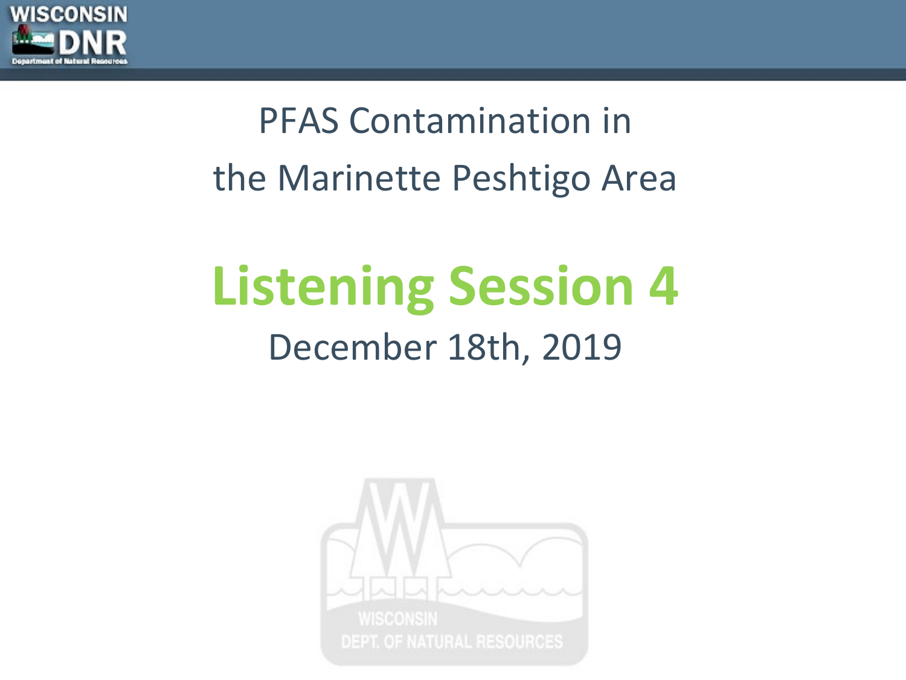# PFAS Contamination in the Marinette Peshtigo Area

## Listening Session 4

December 18th, 2019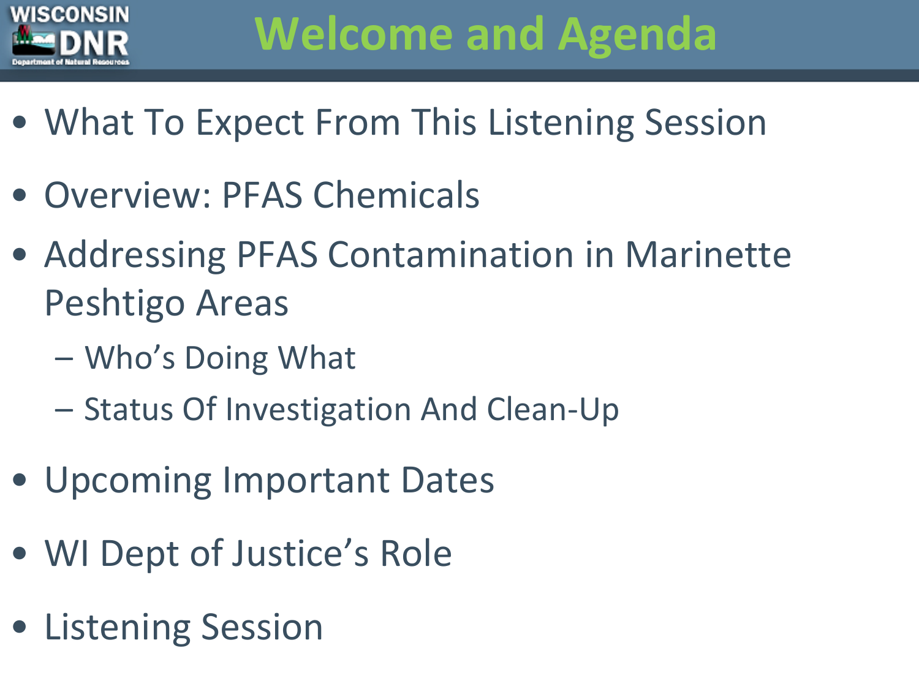# Welcome and Agenda

- What To Expect From This Listening Session
- Overview: PFAS Chemicals
- Addressing PFAS Contamination in Marinette Peshtigo Areas
  - Who's Doing What
  - Status Of Investigation And Clean-Up
- Upcoming Important Dates
- WI Dept of Justice's Role
- Listening Session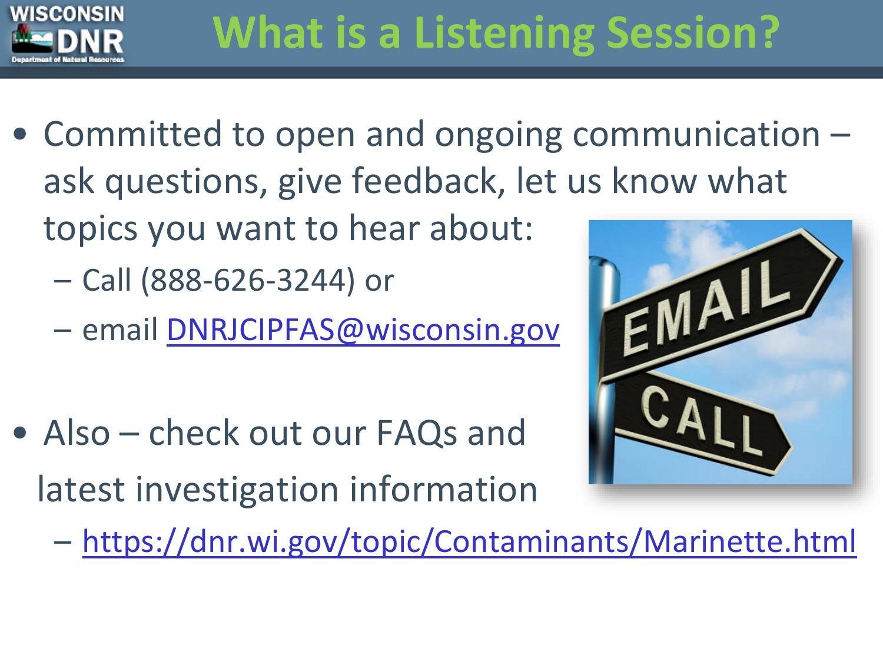# What is a Listening Session?

- Committed to open and ongoing communication – ask questions, give feedback, let us know what topics you want to hear about:
  - Call (888-626-3244) or
  - email DNRJCIPFAS@wisconsin.gov
- Also – check out our FAQs and latest investigation information
  - https://dnr.wi.gov/topic/Contaminants/Marinette.html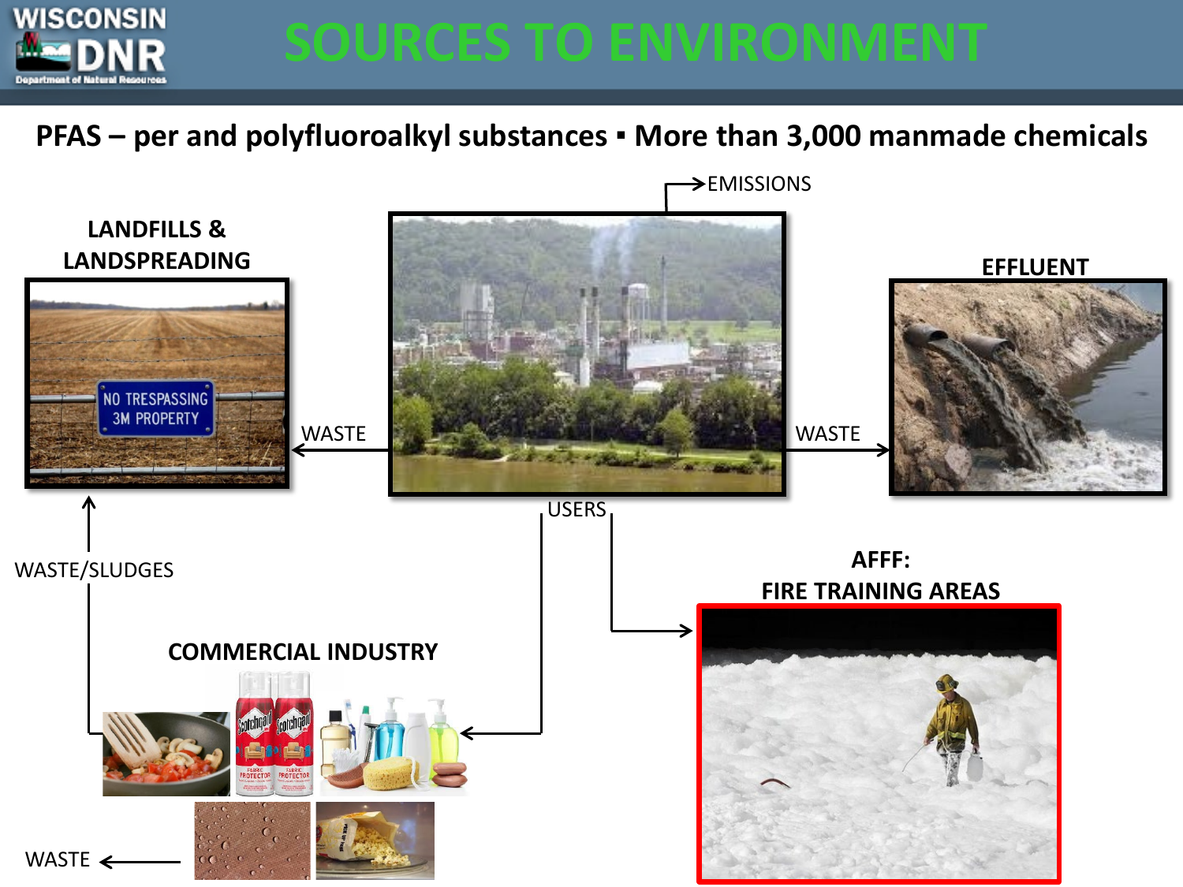# SOURCES TO ENVIRONMENT

**PFAS – per and polyfluoroalkyl substances ▪ More than 3,000 manmade chemicals**

EMISSIONS

**LANDFILLS & LANDSPREADING**

NO TRESPASSING 3M PROPERTY

WASTE

**EFFLUENT**

WASTE

USERS

WASTE/SLUDGES

**AFFF: FIRE TRAINING AREAS**

**COMMERCIAL INDUSTRY**

WASTE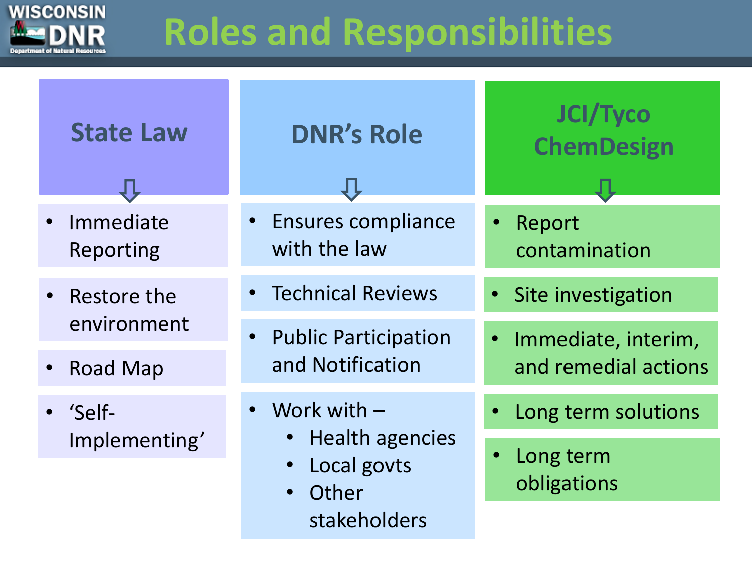# Roles and Responsibilities

## State Law

- Immediate Reporting
- Restore the environment
- Road Map
- 'Self-Implementing'

## DNR's Role

- Ensures compliance with the law
- Technical Reviews
- Public Participation and Notification
- Work with –
  - Health agencies
  - Local govts
  - Other stakeholders

## JCI/Tyco ChemDesign

- Report contamination
- Site investigation
- Immediate, interim, and remedial actions
- Long term solutions
- Long term obligations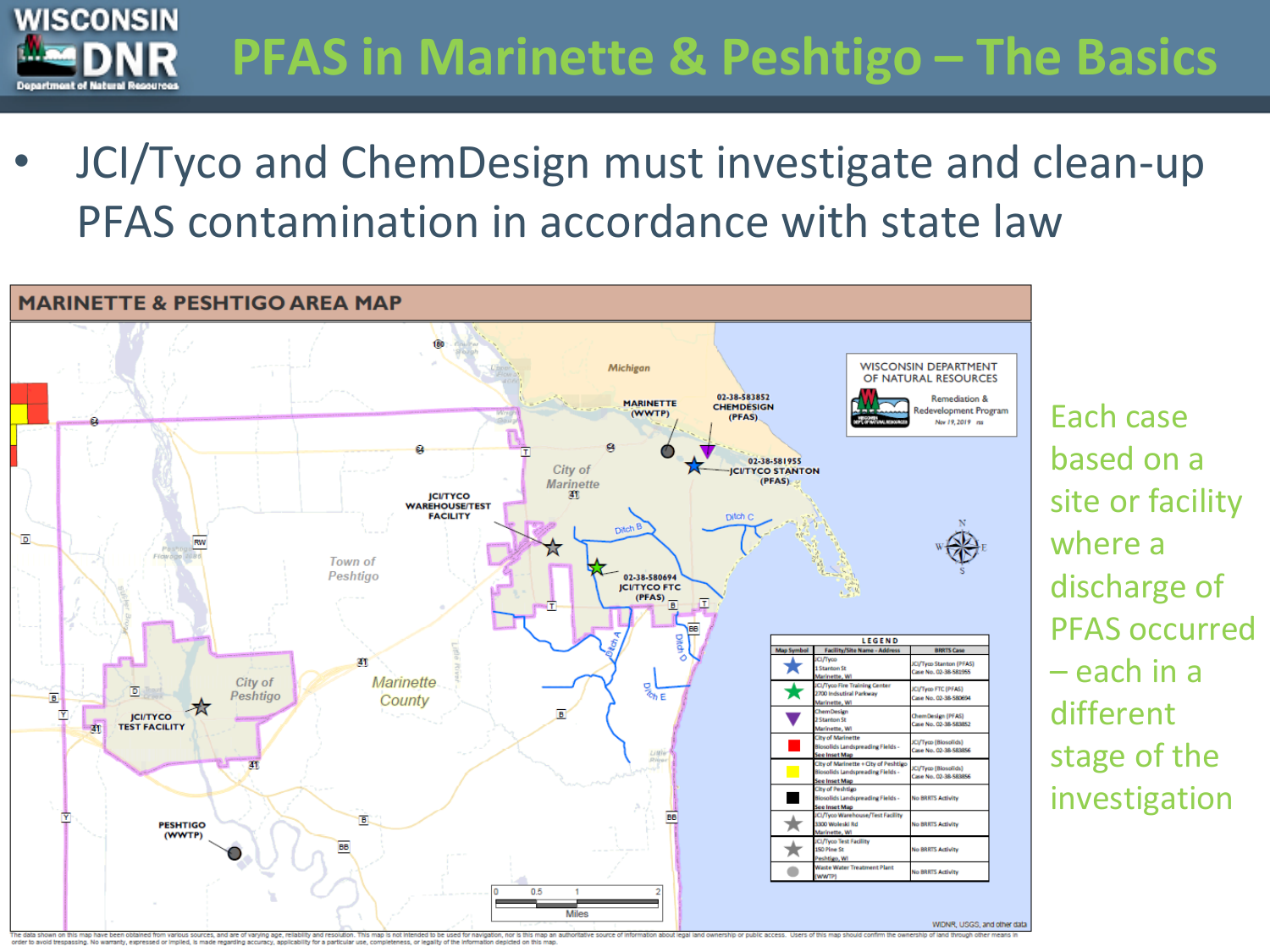# PFAS in Marinette & Peshtigo – The Basics

- JCI/Tyco and ChemDesign must investigate and clean-up PFAS contamination in accordance with state law

## MARINETTE & PESHTIGO AREA MAP

WISCONSIN DEPARTMENT OF NATURAL RESOURCES
Remediation & Redevelopment Program
Nov 19, 2019

**LEGEND**

| Map Symbol | Facility/Site Name - Address | BRRTS Case |
|---|---|---|
| Blue star | JCI/Tyco 1 Stanton St Marinette, WI | JCI/Tyco Stanton (PFAS) Case No. 02-38-581955 |
| Green star | JCI/Tyco Fire Training Center 2700 Industrial Parkway Marinette, WI | JCI/Tyco FTC (PFAS) Case No. 02-38-580694 |
| Purple triangle | ChemDesign 2 Stanton St Marinette, WI | ChemDesign (PFAS) Case No. 02-38-583852 |
| Red square | City of Marinette Biosolids Landspreading Fields - See Inset Map | JCI/Tyco (Biosolids) Case No. 02-38-583856 |
| Yellow square | City of Marinette + City of Peshtigo Biosolids Landspreading Fields - See Inset Map | JCI/Tyco (Biosolids) Case No. 02-38-583856 |
| Black square | City of Peshtigo Biosolids Landspreading Fields - See Inset Map | No BRRTS Activity |
| Gray star | JCI/Tyco Warehouse/Test Facility 3300 Woleski Rd Marinette, WI | No BRRTS Activity |
| Gray star | JCI/Tyco Test Facility 150 Pine St Peshtigo, WI | No BRRTS Activity |
| Gray circle | Waste Water Treatment Plant (WWTP) | No BRRTS Activity |

Each case based on a site or facility where a discharge of PFAS occurred – each in a different stage of the investigation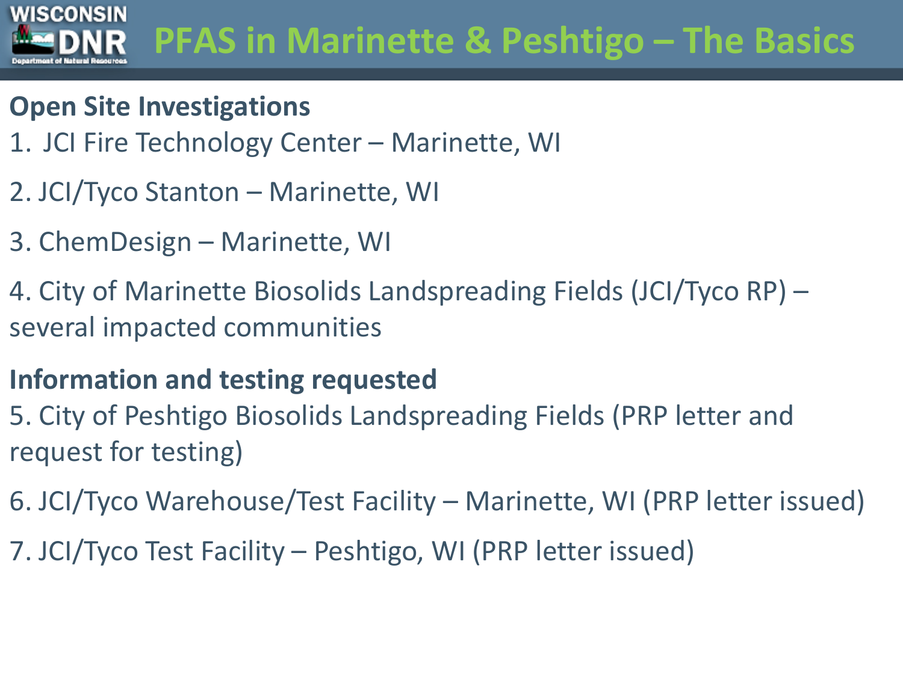# PFAS in Marinette & Peshtigo – The Basics

**Open Site Investigations**

1. JCI Fire Technology Center – Marinette, WI
2. JCI/Tyco Stanton – Marinette, WI
3. ChemDesign – Marinette, WI
4. City of Marinette Biosolids Landspreading Fields (JCI/Tyco RP) – several impacted communities

**Information and testing requested**

5. City of Peshtigo Biosolids Landspreading Fields (PRP letter and request for testing)
6. JCI/Tyco Warehouse/Test Facility – Marinette, WI (PRP letter issued)
7. JCI/Tyco Test Facility – Peshtigo, WI (PRP letter issued)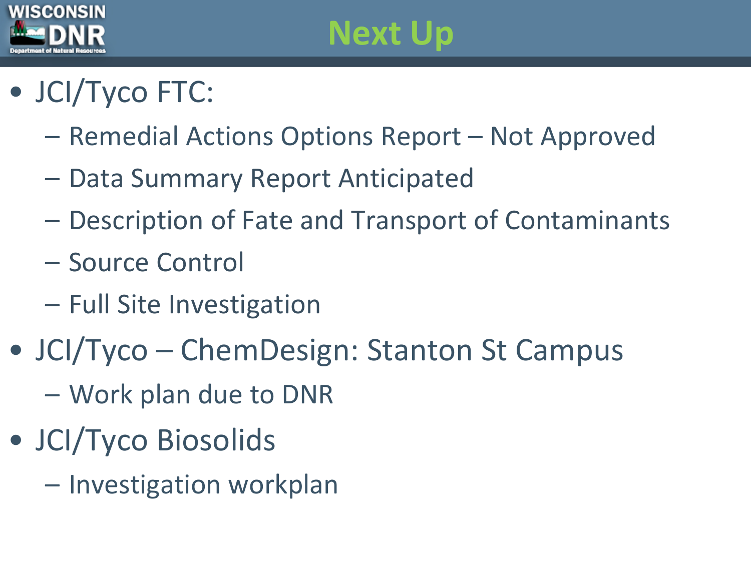# Next Up

- JCI/Tyco FTC:
  - Remedial Actions Options Report – Not Approved
  - Data Summary Report Anticipated
  - Description of Fate and Transport of Contaminants
  - Source Control
  - Full Site Investigation
- JCI/Tyco – ChemDesign: Stanton St Campus
  - Work plan due to DNR
- JCI/Tyco Biosolids
  - Investigation workplan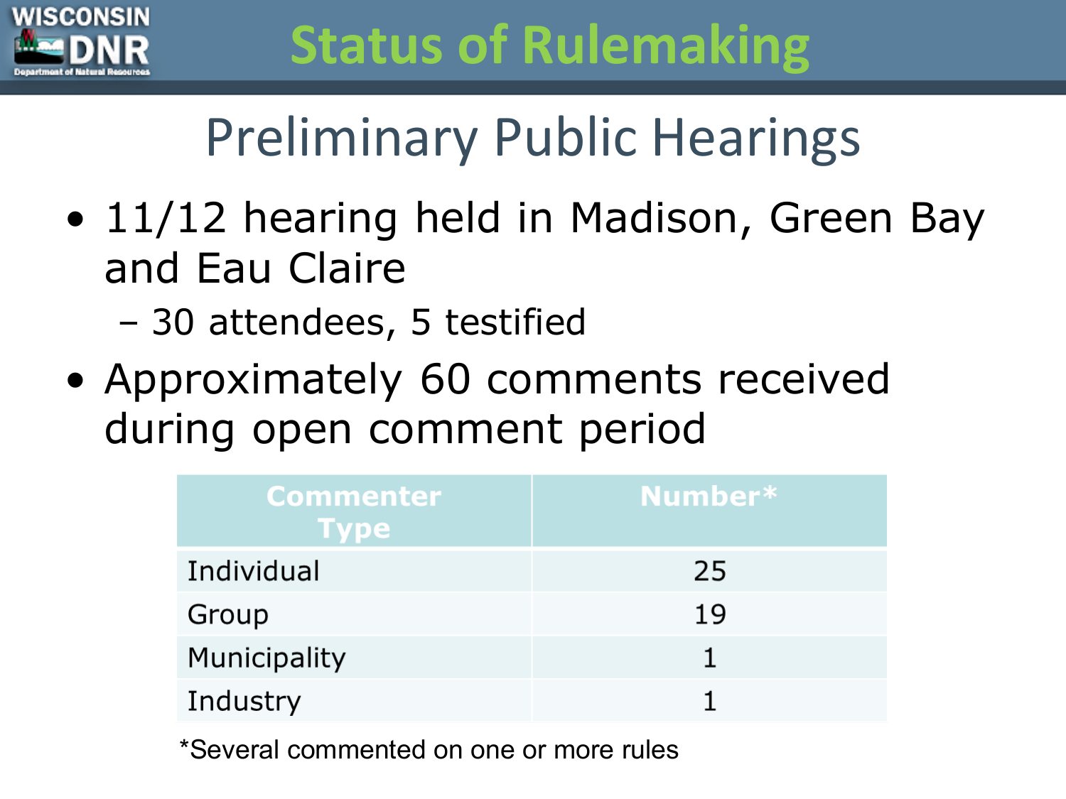# Status of Rulemaking

## Preliminary Public Hearings

- 11/12 hearing held in Madison, Green Bay and Eau Claire
  - 30 attendees, 5 testified
- Approximately 60 comments received during open comment period

| Commenter Type | Number* |
|---|---|
| Individual | 25 |
| Group | 19 |
| Municipality | 1 |
| Industry | 1 |

*Several commented on one or more rules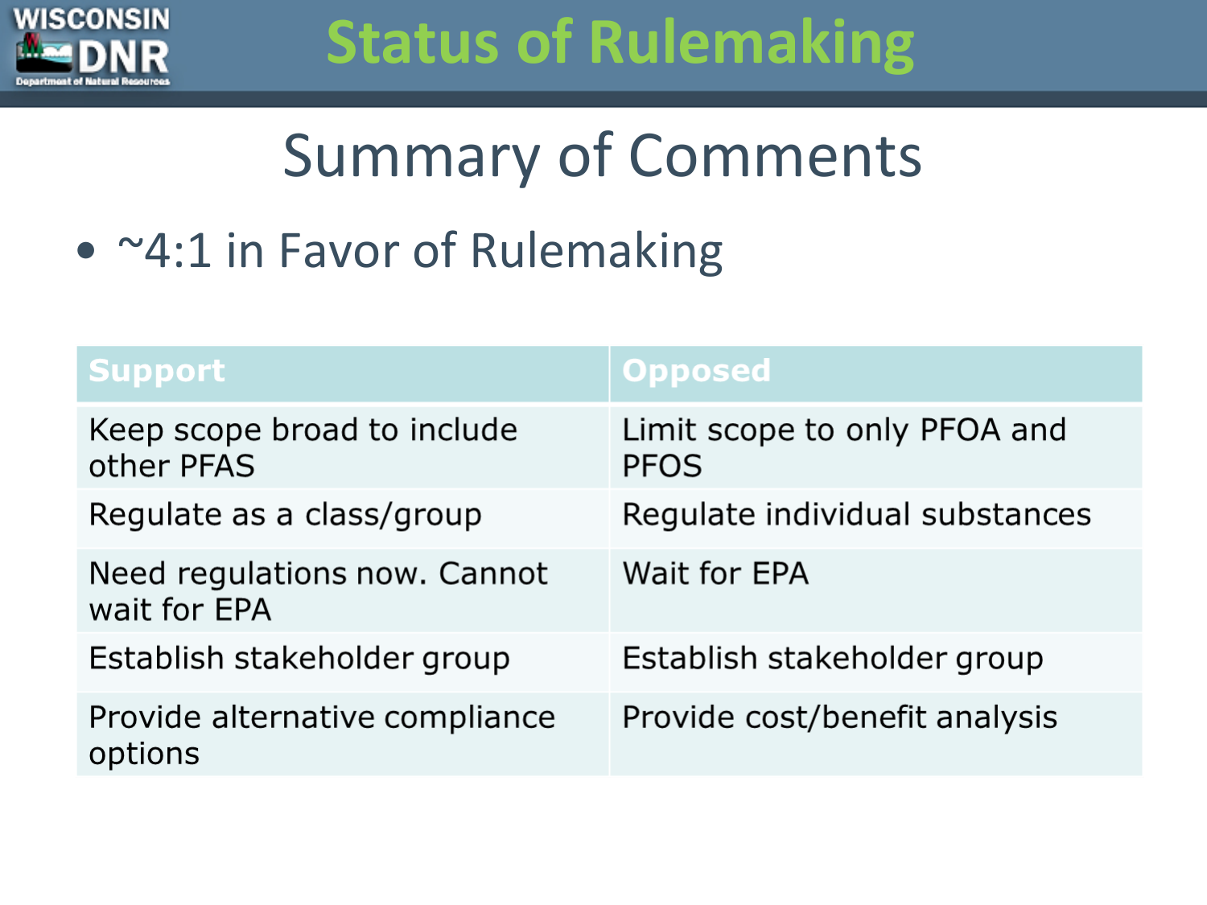# Status of Rulemaking

## Summary of Comments

- ~4:1 in Favor of Rulemaking

| Support | Opposed |
| --- | --- |
| Keep scope broad to include other PFAS | Limit scope to only PFOA and PFOS |
| Regulate as a class/group | Regulate individual substances |
| Need regulations now. Cannot wait for EPA | Wait for EPA |
| Establish stakeholder group | Establish stakeholder group |
| Provide alternative compliance options | Provide cost/benefit analysis |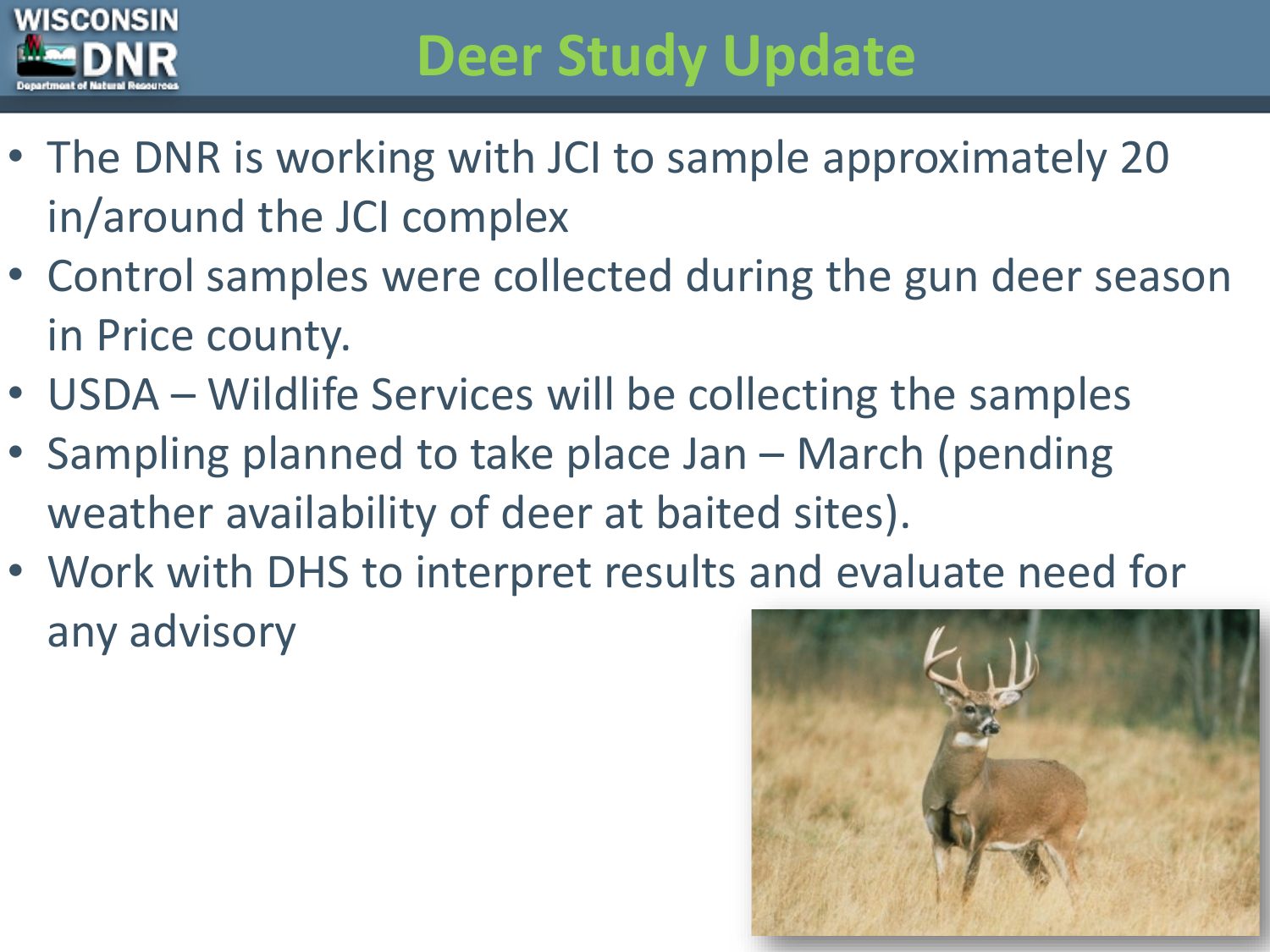# Deer Study Update

- The DNR is working with JCI to sample approximately 20 in/around the JCI complex
- Control samples were collected during the gun deer season in Price county.
- USDA – Wildlife Services will be collecting the samples
- Sampling planned to take place Jan – March (pending weather availability of deer at baited sites).
- Work with DHS to interpret results and evaluate need for any advisory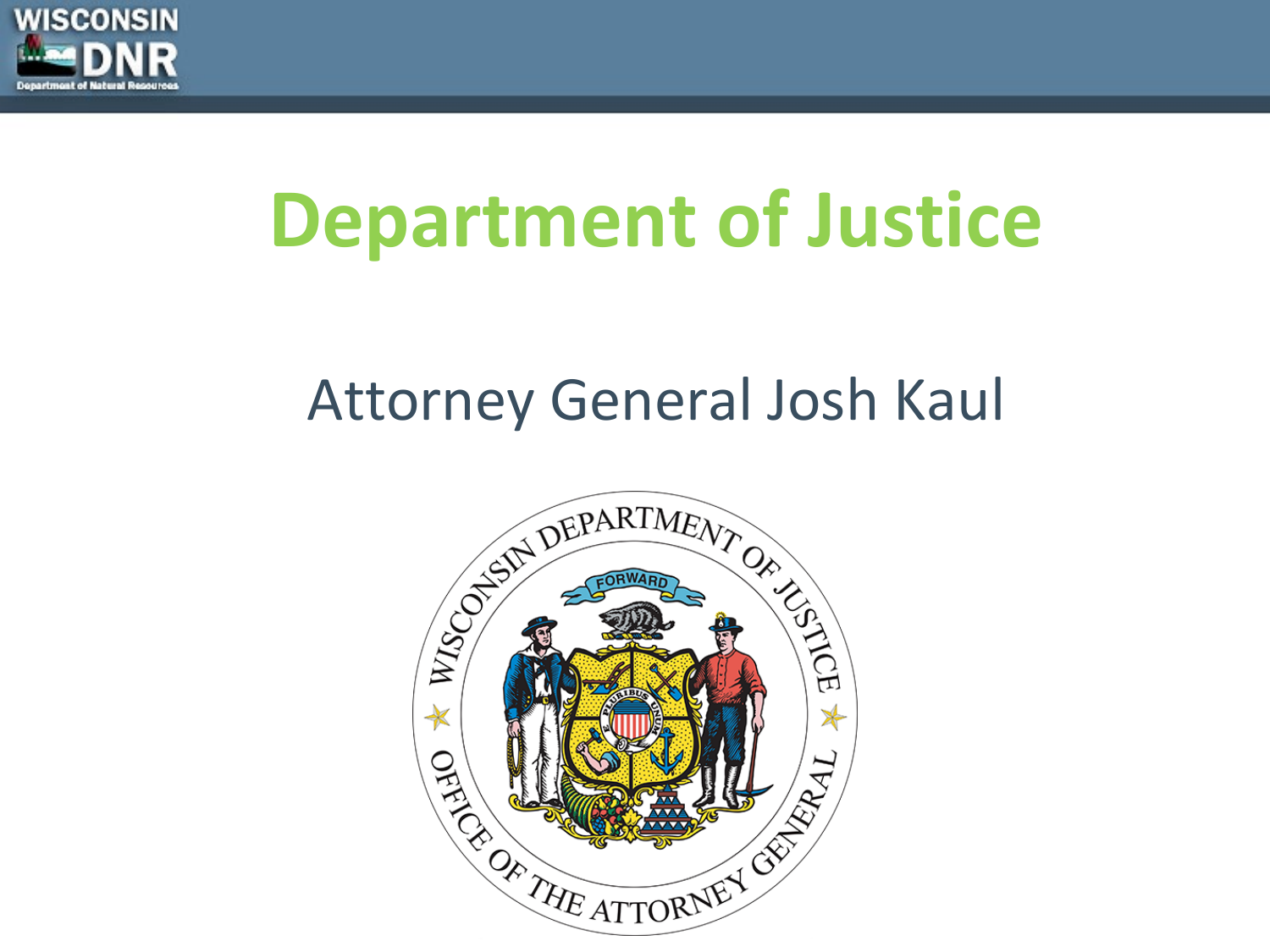# Department of Justice

Attorney General Josh Kaul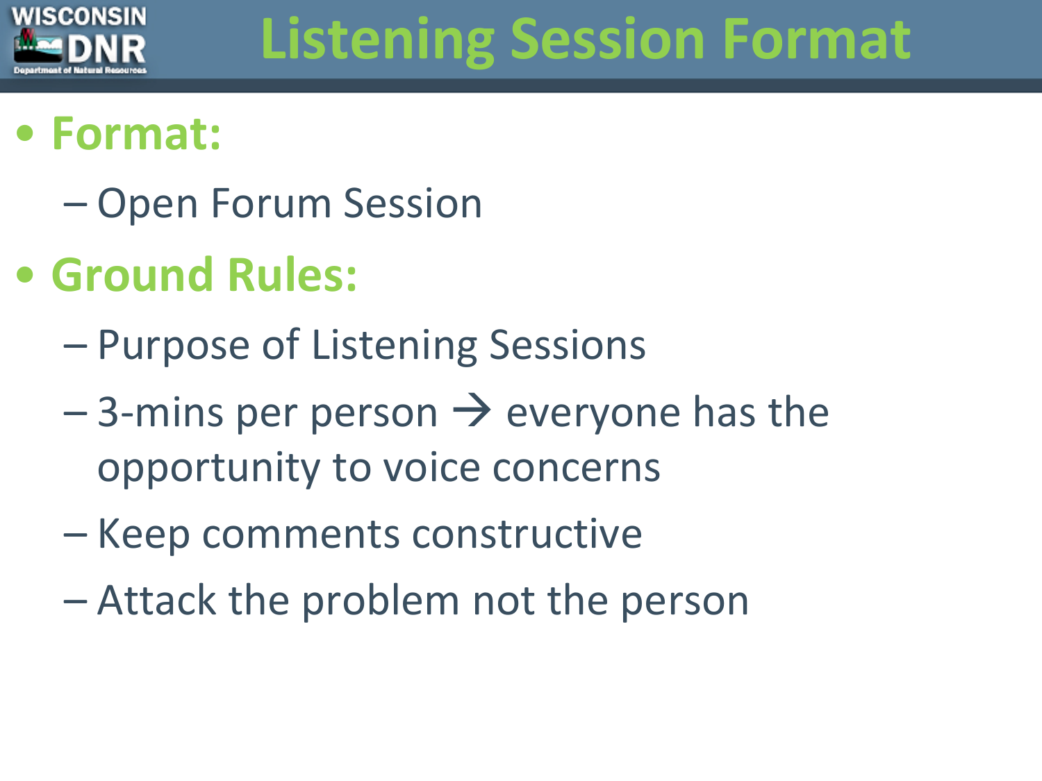# Listening Session Format

- **Format:**
  - Open Forum Session
- **Ground Rules:**
  - Purpose of Listening Sessions
  - 3-mins per person → everyone has the opportunity to voice concerns
  - Keep comments constructive
  - Attack the problem not the person